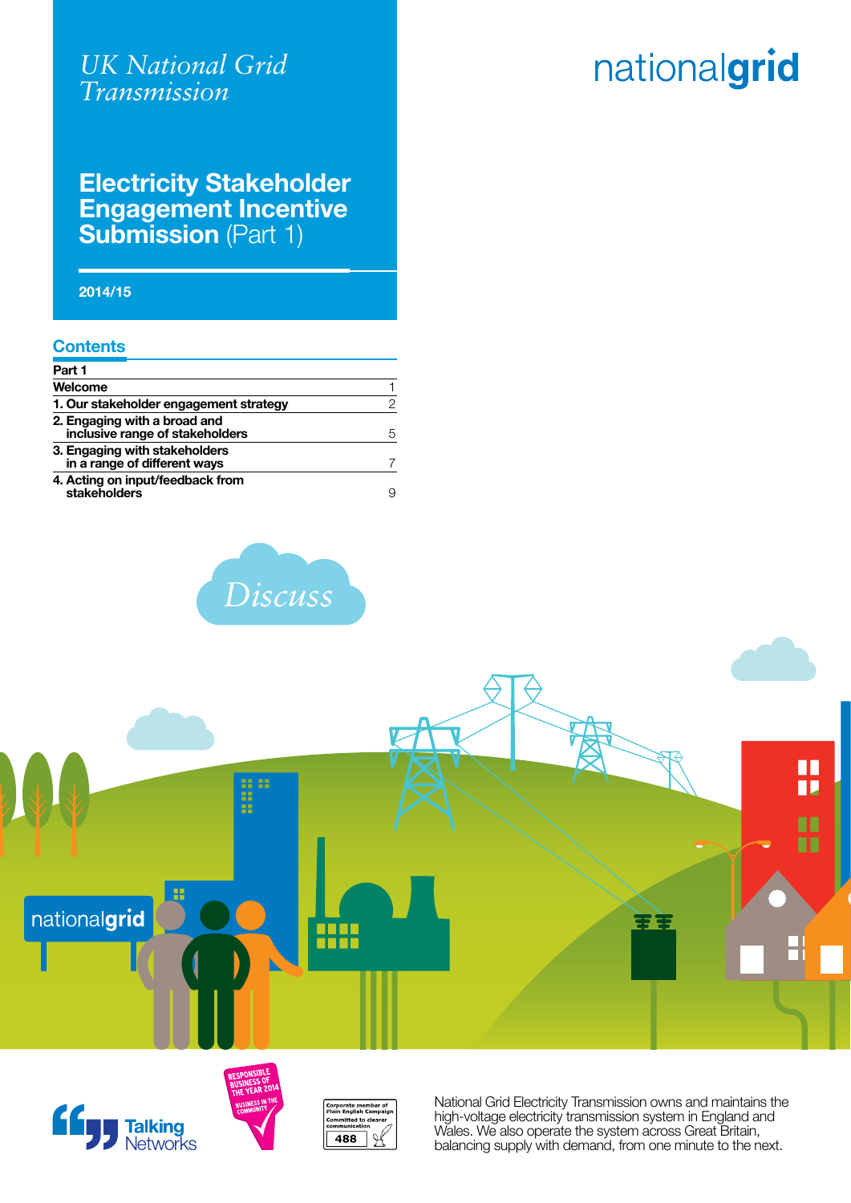*UK National Grid Transmission*

# Electricity Stakeholder Engagement Incentive Submission (Part 1)

2014/15

## Contents

| Part 1 | |
|---|---|
| Welcome | 1 |
| 1. Our stakeholder engagement strategy | 2 |
| 2. Engaging with a broad and inclusive range of stakeholders | 5 |
| 3. Engaging with stakeholders in a range of different ways | 7 |
| 4. Acting on input/feedback from stakeholders | 9 |

National Grid Electricity Transmission owns and maintains the high-voltage electricity transmission system in England and Wales. We also operate the system across Great Britain, balancing supply with demand, from one minute to the next.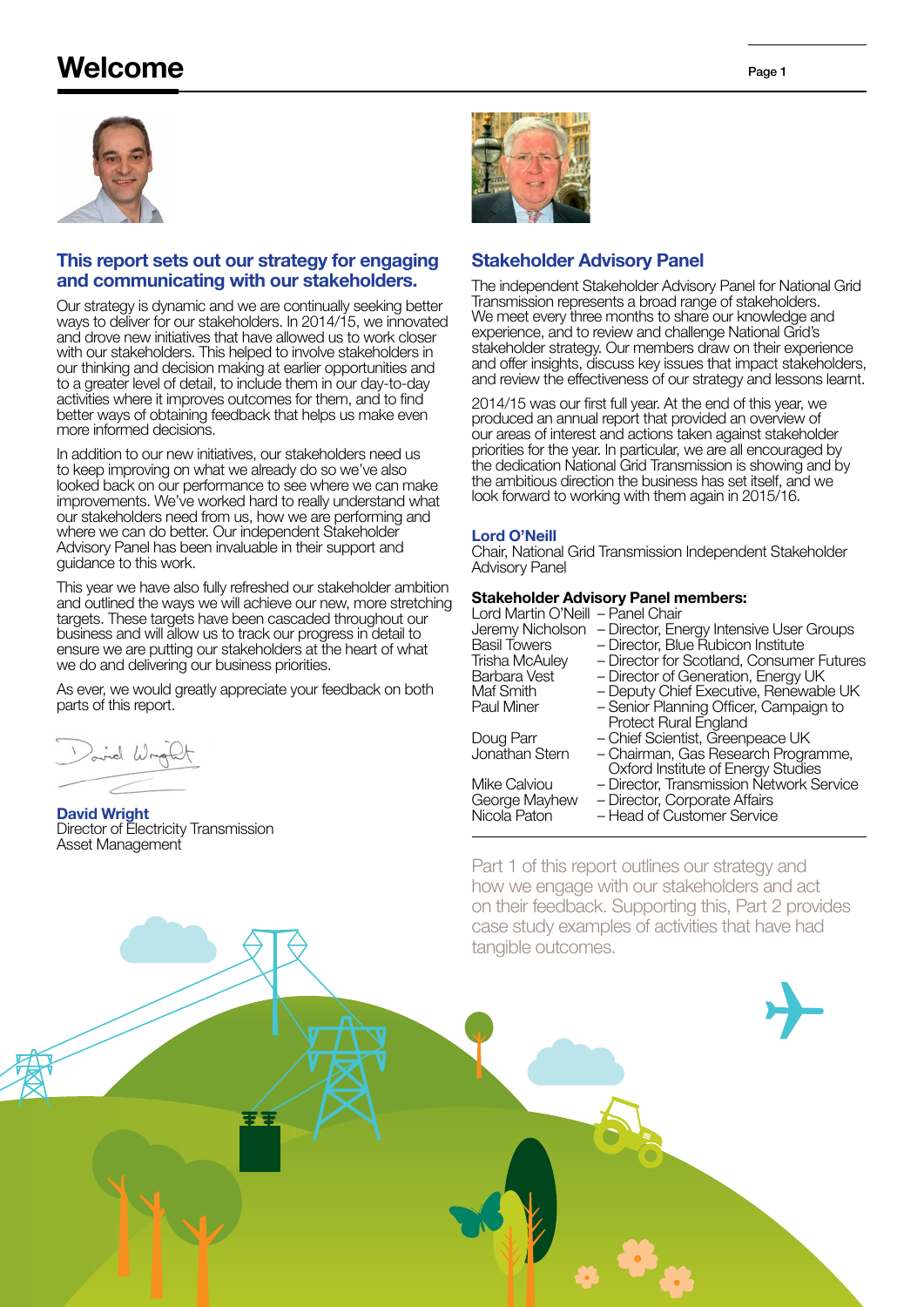# Welcome

## This report sets out our strategy for engaging and communicating with our stakeholders.

Our strategy is dynamic and we are continually seeking better ways to deliver for our stakeholders. In 2014/15, we innovated and drove new initiatives that have allowed us to work closer with our stakeholders. This helped to involve stakeholders in our thinking and decision making at earlier opportunities and to a greater level of detail, to include them in our day-to-day activities where it improves outcomes for them, and to find better ways of obtaining feedback that helps us make even more informed decisions.

In addition to our new initiatives, our stakeholders need us to keep improving on what we already do so we've also looked back on our performance to see where we can make improvements. We've worked hard to really understand what our stakeholders need from us, how we are performing and where we can do better. Our independent Stakeholder Advisory Panel has been invaluable in their support and guidance to this work.

This year we have also fully refreshed our stakeholder ambition and outlined the ways we will achieve our new, more stretching targets. These targets have been cascaded throughout our business and will allow us to track our progress in detail to ensure we are putting our stakeholders at the heart of what we do and delivering our business priorities.

As ever, we would greatly appreciate your feedback on both parts of this report.

**David Wright**
Director of Electricity Transmission Asset Management

## Stakeholder Advisory Panel

The independent Stakeholder Advisory Panel for National Grid Transmission represents a broad range of stakeholders. We meet every three months to share our knowledge and experience, and to review and challenge National Grid's stakeholder strategy. Our members draw on their experience and offer insights, discuss key issues that impact stakeholders, and review the effectiveness of our strategy and lessons learnt.

2014/15 was our first full year. At the end of this year, we produced an annual report that provided an overview of our areas of interest and actions taken against stakeholder priorities for the year. In particular, we are all encouraged by the dedication National Grid Transmission is showing and by the ambitious direction the business has set itself, and we look forward to working with them again in 2015/16.

**Lord O'Neill**
Chair, National Grid Transmission Independent Stakeholder Advisory Panel

**Stakeholder Advisory Panel members:**

| | |
|---|---|
| Lord Martin O'Neill | – Panel Chair |
| Jeremy Nicholson | – Director, Energy Intensive User Groups |
| Basil Towers | – Director, Blue Rubicon Institute |
| Trisha McAuley | – Director for Scotland, Consumer Futures |
| Barbara Vest | – Director of Generation, Energy UK |
| Maf Smith | – Deputy Chief Executive, Renewable UK |
| Paul Miner | – Senior Planning Officer, Campaign to Protect Rural England |
| Doug Parr | – Chief Scientist, Greenpeace UK |
| Jonathan Stern | – Chairman, Gas Research Programme, Oxford Institute of Energy Studies |
| Mike Calviou | – Director, Transmission Network Service |
| George Mayhew | – Director, Corporate Affairs |
| Nicola Paton | – Head of Customer Service |

Part 1 of this report outlines our strategy and how we engage with our stakeholders and act on their feedback. Supporting this, Part 2 provides case study examples of activities that have had tangible outcomes.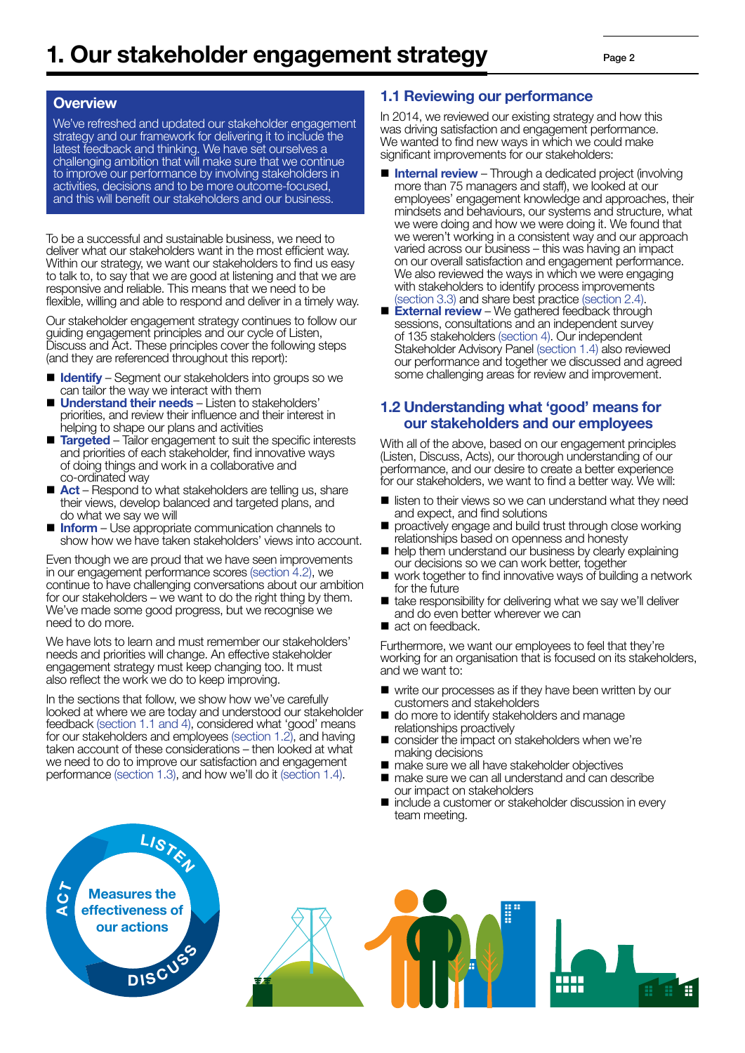# 1. Our stakeholder engagement strategy

## Overview

We've refreshed and updated our stakeholder engagement strategy and our framework for delivering it to include the latest feedback and thinking. We have set ourselves a challenging ambition that will make sure that we continue to improve our performance by involving stakeholders in activities, decisions and to be more outcome-focused, and this will benefit our stakeholders and our business.

To be a successful and sustainable business, we need to deliver what our stakeholders want in the most efficient way. Within our strategy, we want our stakeholders to find us easy to talk to, to say that we are good at listening and that we are responsive and reliable. This means that we need to be flexible, willing and able to respond and deliver in a timely way.

Our stakeholder engagement strategy continues to follow our guiding engagement principles and our cycle of Listen, Discuss and Act. These principles cover the following steps (and they are referenced throughout this report):

- **Identify** – Segment our stakeholders into groups so we can tailor the way we interact with them
- **Understand their needs** – Listen to stakeholders' priorities, and review their influence and their interest in helping to shape our plans and activities
- **Targeted** – Tailor engagement to suit the specific interests and priorities of each stakeholder, find innovative ways of doing things and work in a collaborative and co-ordinated way
- **Act** – Respond to what stakeholders are telling us, share their views, develop balanced and targeted plans, and do what we say we will
- **Inform** – Use appropriate communication channels to show how we have taken stakeholders' views into account.

Even though we are proud that we have seen improvements in our engagement performance scores (section 4.2), we continue to have challenging conversations about our ambition for our stakeholders – we want to do the right thing by them. We've made some good progress, but we recognise we need to do more.

We have lots to learn and must remember our stakeholders' needs and priorities will change. An effective stakeholder engagement strategy must keep changing too. It must also reflect the work we do to keep improving.

In the sections that follow, we show how we've carefully looked at where we are today and understood our stakeholder feedback (section 1.1 and 4), considered what 'good' means for our stakeholders and employees (section 1.2), and having taken account of these considerations – then looked at what we need to do to improve our satisfaction and engagement performance (section 1.3), and how we'll do it (section 1.4).

LISTEN – DISCUSS – ACT: Measures the effectiveness of our actions

## 1.1 Reviewing our performance

In 2014, we reviewed our existing strategy and how this was driving satisfaction and engagement performance. We wanted to find new ways in which we could make significant improvements for our stakeholders:

- **Internal review** – Through a dedicated project (involving more than 75 managers and staff), we looked at our employees' engagement knowledge and approaches, their mindsets and behaviours, our systems and structure, what we were doing and how we were doing it. We found that we weren't working in a consistent way and our approach varied across our business – this was having an impact on our overall satisfaction and engagement performance. We also reviewed the ways in which we were engaging with stakeholders to identify process improvements (section 3.3) and share best practice (section 2.4).
- **External review** – We gathered feedback through sessions, consultations and an independent survey of 135 stakeholders (section 4). Our independent Stakeholder Advisory Panel (section 1.4) also reviewed our performance and together we discussed and agreed some challenging areas for review and improvement.

## 1.2 Understanding what 'good' means for our stakeholders and our employees

With all of the above, based on our engagement principles (Listen, Discuss, Acts), our thorough understanding of our performance, and our desire to create a better experience for our stakeholders, we want to find a better way. We will:

- listen to their views so we can understand what they need and expect, and find solutions
- proactively engage and build trust through close working relationships based on openness and honesty
- help them understand our business by clearly explaining our decisions so we can work better, together
- work together to find innovative ways of building a network for the future
- take responsibility for delivering what we say we'll deliver and do even better wherever we can
- act on feedback.

Furthermore, we want our employees to feel that they're working for an organisation that is focused on its stakeholders, and we want to:

- write our processes as if they have been written by our customers and stakeholders
- do more to identify stakeholders and manage relationships proactively
- consider the impact on stakeholders when we're making decisions
- make sure we all have stakeholder objectives
- make sure we can all understand and can describe our impact on stakeholders
- include a customer or stakeholder discussion in every team meeting.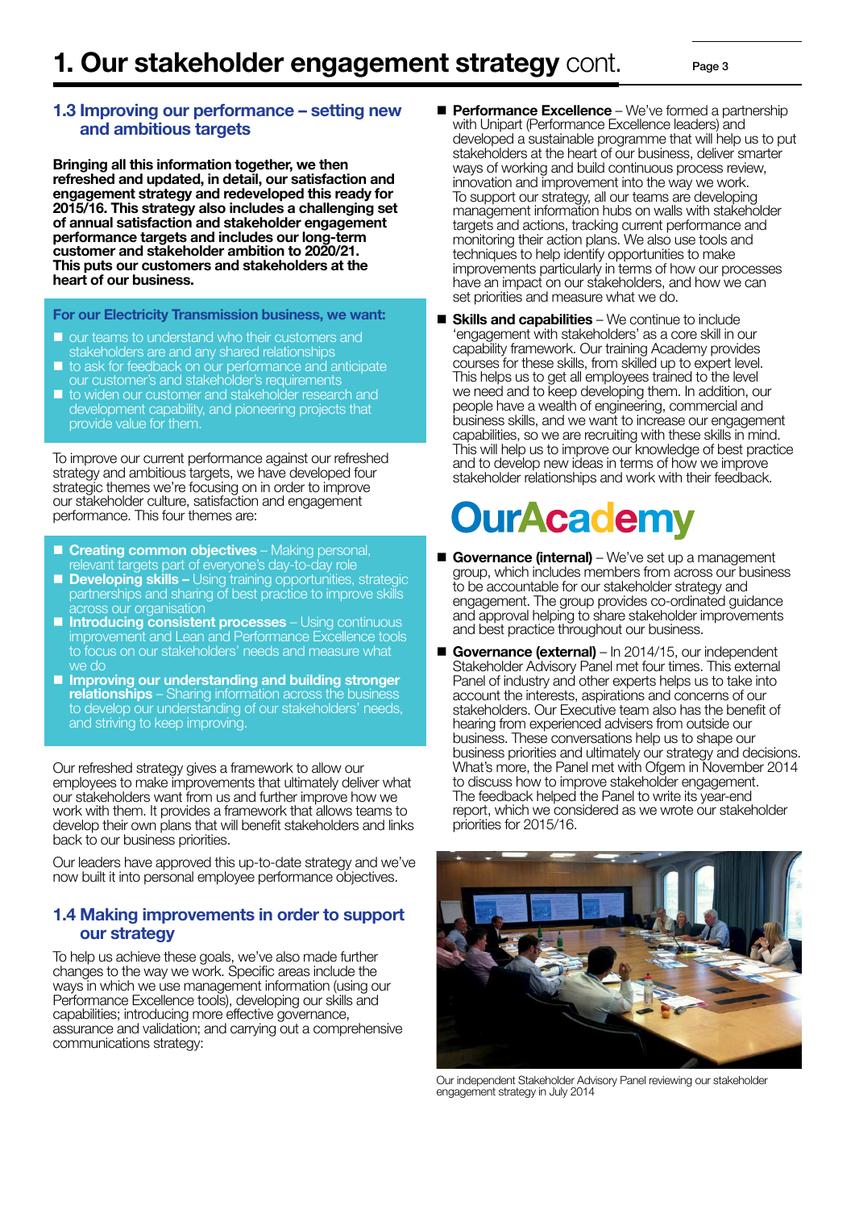# 1. Our stakeholder engagement strategy cont.

## 1.3 Improving our performance – setting new and ambitious targets

**Bringing all this information together, we then refreshed and updated, in detail, our satisfaction and engagement strategy and redeveloped this ready for 2015/16. This strategy also includes a challenging set of annual satisfaction and stakeholder engagement performance targets and includes our long-term customer and stakeholder ambition to 2020/21. This puts our customers and stakeholders at the heart of our business.**

**For our Electricity Transmission business, we want:**

- our teams to understand who their customers and stakeholders are and any shared relationships
- to ask for feedback on our performance and anticipate our customer's and stakeholder's requirements
- to widen our customer and stakeholder research and development capability, and pioneering projects that provide value for them.

To improve our current performance against our refreshed strategy and ambitious targets, we have developed four strategic themes we're focusing on in order to improve our stakeholder culture, satisfaction and engagement performance. This four themes are:

- **Creating common objectives** – Making personal, relevant targets part of everyone's day-to-day role
- **Developing skills –** Using training opportunities, strategic partnerships and sharing of best practice to improve skills across our organisation
- **Introducing consistent processes** – Using continuous improvement and Lean and Performance Excellence tools to focus on our stakeholders' needs and measure what we do
- **Improving our understanding and building stronger relationships** – Sharing information across the business to develop our understanding of our stakeholders' needs, and striving to keep improving.

Our refreshed strategy gives a framework to allow our employees to make improvements that ultimately deliver what our stakeholders want from us and further improve how we work with them. It provides a framework that allows teams to develop their own plans that will benefit stakeholders and links back to our business priorities.

Our leaders have approved this up-to-date strategy and we've now built it into personal employee performance objectives.

## 1.4 Making improvements in order to support our strategy

To help us achieve these goals, we've also made further changes to the way we work. Specific areas include the ways in which we use management information (using our Performance Excellence tools), developing our skills and capabilities; introducing more effective governance, assurance and validation; and carrying out a comprehensive communications strategy:

- **Performance Excellence** – We've formed a partnership with Unipart (Performance Excellence leaders) and developed a sustainable programme that will help us to put stakeholders at the heart of our business, deliver smarter ways of working and build continuous process review, innovation and improvement into the way we work. To support our strategy, all our teams are developing management information hubs on walls with stakeholder targets and actions, tracking current performance and monitoring their action plans. We also use tools and techniques to help identify opportunities to make improvements particularly in terms of how our processes have an impact on our stakeholders, and how we can set priorities and measure what we do.
- **Skills and capabilities** – We continue to include 'engagement with stakeholders' as a core skill in our capability framework. Our training Academy provides courses for these skills, from skilled up to expert level. This helps us to get all employees trained to the level we need and to keep developing them. In addition, our people have a wealth of engineering, commercial and business skills, and we want to increase our engagement capabilities, so we are recruiting with these skills in mind. This will help us to improve our knowledge of best practice and to develop new ideas in terms of how we improve stakeholder relationships and work with their feedback.

OurAcademy

- **Governance (internal)** – We've set up a management group, which includes members from across our business to be accountable for our stakeholder strategy and engagement. The group provides co-ordinated guidance and approval helping to share stakeholder improvements and best practice throughout our business.
- **Governance (external)** – In 2014/15, our independent Stakeholder Advisory Panel met four times. This external Panel of industry and other experts helps us to take into account the interests, aspirations and concerns of our stakeholders. Our Executive team also has the benefit of hearing from experienced advisers from outside our business. These conversations help us to shape our business priorities and ultimately our strategy and decisions. What's more, the Panel met with Ofgem in November 2014 to discuss how to improve stakeholder engagement. The feedback helped the Panel to write its year-end report, which we considered as we wrote our stakeholder priorities for 2015/16.

Our independent Stakeholder Advisory Panel reviewing our stakeholder engagement strategy in July 2014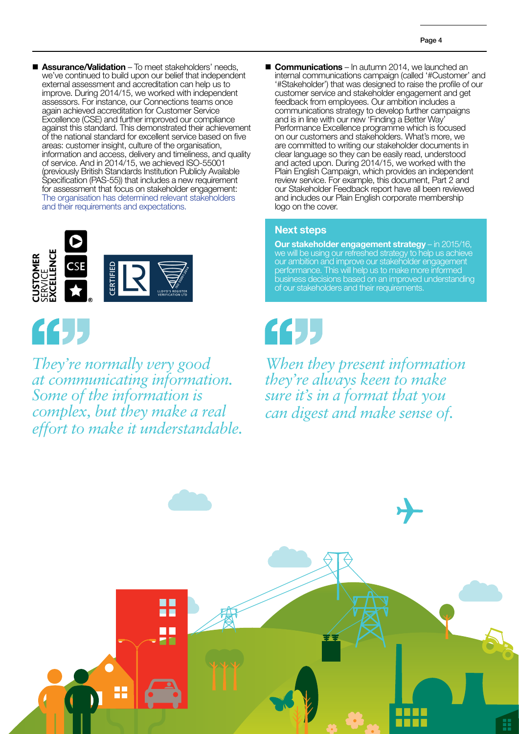- **Assurance/Validation** – To meet stakeholders' needs, we've continued to build upon our belief that independent external assessment and accreditation can help us to improve. During 2014/15, we worked with independent assessors. For instance, our Connections teams once again achieved accreditation for Customer Service Excellence (CSE) and further improved our compliance against this standard. This demonstrated their achievement of the national standard for excellent service based on five areas: customer insight, culture of the organisation, information and access, delivery and timeliness, and quality of service. And in 2014/15, we achieved ISO-55001 (previously British Standards Institution Publicly Available Specification (PAS-55)) that includes a new requirement for assessment that focus on stakeholder engagement: The organisation has determined relevant stakeholders and their requirements and expectations.

*They're normally very good at communicating information. Some of the information is complex, but they make a real effort to make it understandable.*

- **Communications** – In autumn 2014, we launched an internal communications campaign (called '#Customer' and '#Stakeholder') that was designed to raise the profile of our customer service and stakeholder engagement and get feedback from employees. Our ambition includes a communications strategy to develop further campaigns and is in line with our new 'Finding a Better Way' Performance Excellence programme which is focused on our customers and stakeholders. What's more, we are committed to writing our stakeholder documents in clear language so they can be easily read, understood and acted upon. During 2014/15, we worked with the Plain English Campaign, which provides an independent review service. For example, this document, Part 2 and our Stakeholder Feedback report have all been reviewed and includes our Plain English corporate membership logo on the cover.

## Next steps

**Our stakeholder engagement strategy** – in 2015/16, we will be using our refreshed strategy to help us achieve our ambition and improve our stakeholder engagement performance. This will help us to make more informed business decisions based on an improved understanding of our stakeholders and their requirements.

*When they present information they're always keen to make sure it's in a format that you can digest and make sense of.*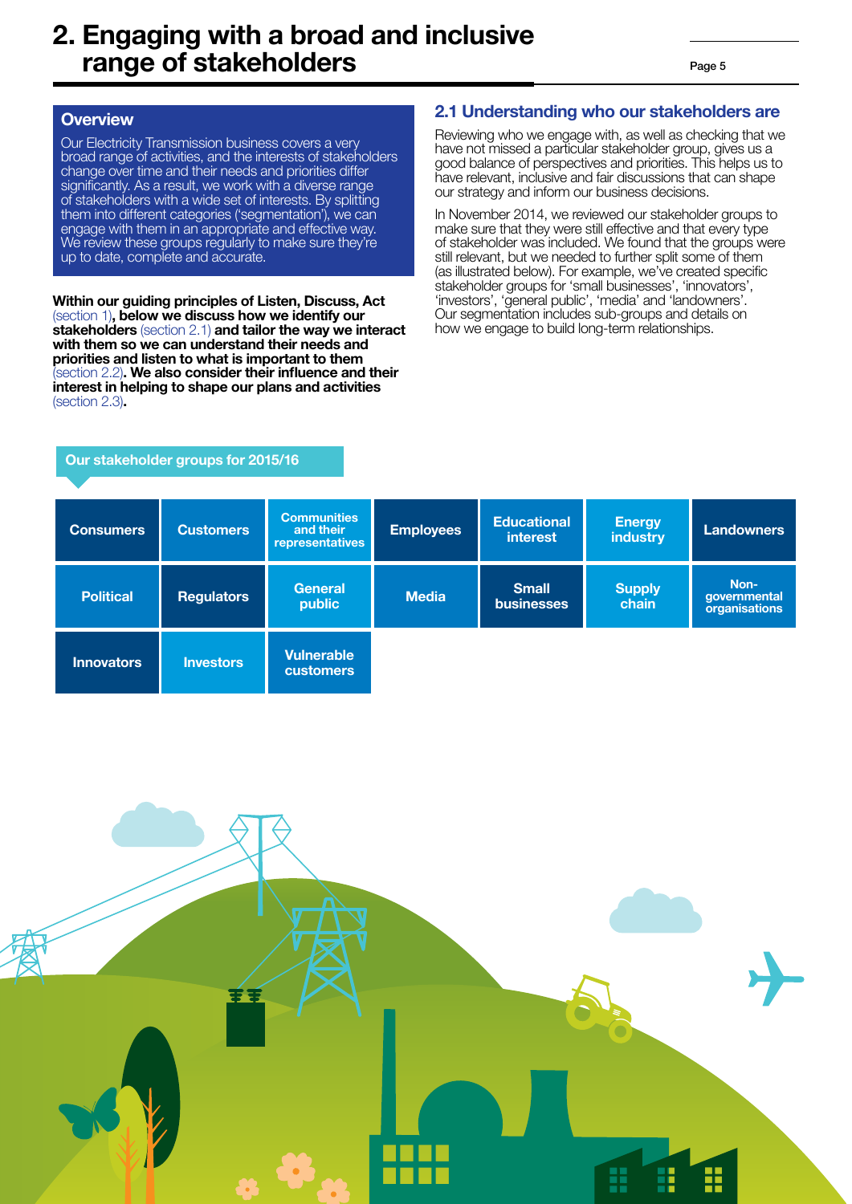# 2. Engaging with a broad and inclusive range of stakeholders

## Overview

Our Electricity Transmission business covers a very broad range of activities, and the interests of stakeholders change over time and their needs and priorities differ significantly. As a result, we work with a diverse range of stakeholders with a wide set of interests. By splitting them into different categories ('segmentation'), we can engage with them in an appropriate and effective way. We review these groups regularly to make sure they're up to date, complete and accurate.

**Within our guiding principles of Listen, Discuss, Act** (section 1)**, below we discuss how we identify our stakeholders** (section 2.1) **and tailor the way we interact with them so we can understand their needs and priorities and listen to what is important to them** (section 2.2)**. We also consider their influence and their interest in helping to shape our plans and activities** (section 2.3)**.**

## 2.1 Understanding who our stakeholders are

Reviewing who we engage with, as well as checking that we have not missed a particular stakeholder group, gives us a good balance of perspectives and priorities. This helps us to have relevant, inclusive and fair discussions that can shape our strategy and inform our business decisions.

In November 2014, we reviewed our stakeholder groups to make sure that they were still effective and that every type of stakeholder was included. We found that the groups were still relevant, but we needed to further split some of them (as illustrated below). For example, we've created specific stakeholder groups for 'small businesses', 'innovators', 'investors', 'general public', 'media' and 'landowners'. Our segmentation includes sub-groups and details on how we engage to build long-term relationships.

**Our stakeholder groups for 2015/16**

| | | | | | | |
|---|---|---|---|---|---|---|
| Consumers | Customers | Communities and their representatives | Employees | Educational interest | Energy industry | Landowners |
| Political | Regulators | General public | Media | Small businesses | Supply chain | Non-governmental organisations |
| Innovators | Investors | Vulnerable customers | | | | |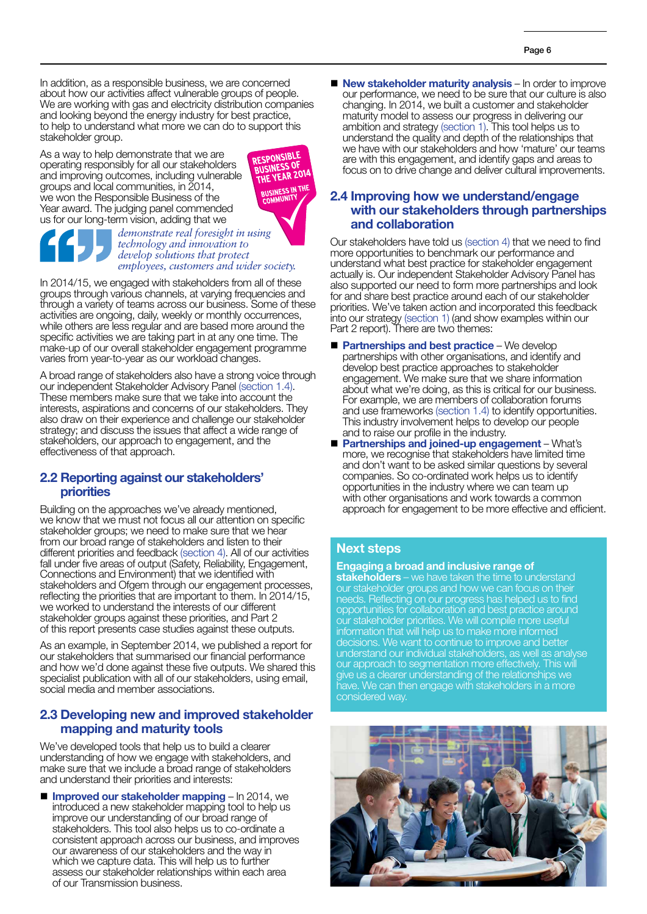In addition, as a responsible business, we are concerned about how our activities affect vulnerable groups of people. We are working with gas and electricity distribution companies and looking beyond the energy industry for best practice, to help to understand what more we can do to support this stakeholder group.

As a way to help demonstrate that we are operating responsibly for all our stakeholders and improving outcomes, including vulnerable groups and local communities, in 2014, we won the Responsible Business of the Year award. The judging panel commended us for our long-term vision, adding that we

RESPONSIBLE BUSINESS OF THE YEAR 2014
BUSINESS IN THE COMMUNITY

> *demonstrate real foresight in using technology and innovation to develop solutions that protect employees, customers and wider society.*

In 2014/15, we engaged with stakeholders from all of these groups through various channels, at varying frequencies and through a variety of teams across our business. Some of these activities are ongoing, daily, weekly or monthly occurrences, while others are less regular and are based more around the specific activities we are taking part in at any one time. The make-up of our overall stakeholder engagement programme varies from year-to-year as our workload changes.

A broad range of stakeholders also have a strong voice through our independent Stakeholder Advisory Panel (section 1.4). These members make sure that we take into account the interests, aspirations and concerns of our stakeholders. They also draw on their experience and challenge our stakeholder strategy; and discuss the issues that affect a wide range of stakeholders, our approach to engagement, and the effectiveness of that approach.

## 2.2 Reporting against our stakeholders' priorities

Building on the approaches we've already mentioned, we know that we must not focus all our attention on specific stakeholder groups; we need to make sure that we hear from our broad range of stakeholders and listen to their different priorities and feedback (section 4). All of our activities fall under five areas of output (Safety, Reliability, Engagement, Connections and Environment) that we identified with stakeholders and Ofgem through our engagement processes, reflecting the priorities that are important to them. In 2014/15, we worked to understand the interests of our different stakeholder groups against these priorities, and Part 2 of this report presents case studies against these outputs.

As an example, in September 2014, we published a report for our stakeholders that summarised our financial performance and how we'd done against these five outputs. We shared this specialist publication with all of our stakeholders, using email, social media and member associations.

## 2.3 Developing new and improved stakeholder mapping and maturity tools

We've developed tools that help us to build a clearer understanding of how we engage with stakeholders, and make sure that we include a broad range of stakeholders and understand their priorities and interests:

- **Improved our stakeholder mapping** – In 2014, we introduced a new stakeholder mapping tool to help us improve our understanding of our broad range of stakeholders. This tool also helps us to co-ordinate a consistent approach across our business, and improves our awareness of our stakeholders and the way in which we capture data. This will help us to further assess our stakeholder relationships within each area of our Transmission business.
- **New stakeholder maturity analysis** – In order to improve our performance, we need to be sure that our culture is also changing. In 2014, we built a customer and stakeholder maturity model to assess our progress in delivering our ambition and strategy (section 1). This tool helps us to understand the quality and depth of the relationships that we have with our stakeholders and how 'mature' our teams are with this engagement, and identify gaps and areas to focus on to drive change and deliver cultural improvements.

## 2.4 Improving how we understand/engage with our stakeholders through partnerships and collaboration

Our stakeholders have told us (section 4) that we need to find more opportunities to benchmark our performance and understand what best practice for stakeholder engagement actually is. Our independent Stakeholder Advisory Panel has also supported our need to form more partnerships and look for and share best practice around each of our stakeholder priorities. We've taken action and incorporated this feedback into our strategy (section 1) (and show examples within our Part 2 report). There are two themes:

- **Partnerships and best practice** – We develop partnerships with other organisations, and identify and develop best practice approaches to stakeholder engagement. We make sure that we share information about what we're doing, as this is critical for our business. For example, we are members of collaboration forums and use frameworks (section 1.4) to identify opportunities. This industry involvement helps to develop our people and to raise our profile in the industry.
- **Partnerships and joined-up engagement** – What's more, we recognise that stakeholders have limited time and don't want to be asked similar questions by several companies. So co-ordinated work helps us to identify opportunities in the industry where we can team up with other organisations and work towards a common approach for engagement to be more effective and efficient.

### Next steps

**Engaging a broad and inclusive range of stakeholders** – we have taken the time to understand our stakeholder groups and how we can focus on their needs. Reflecting on our progress has helped us to find opportunities for collaboration and best practice around our stakeholder priorities. We will compile more useful information that will help us to make more informed decisions. We want to continue to improve and better understand our individual stakeholders, as well as analyse our approach to segmentation more effectively. This will give us a clearer understanding of the relationships we have. We can then engage with stakeholders in a more considered way.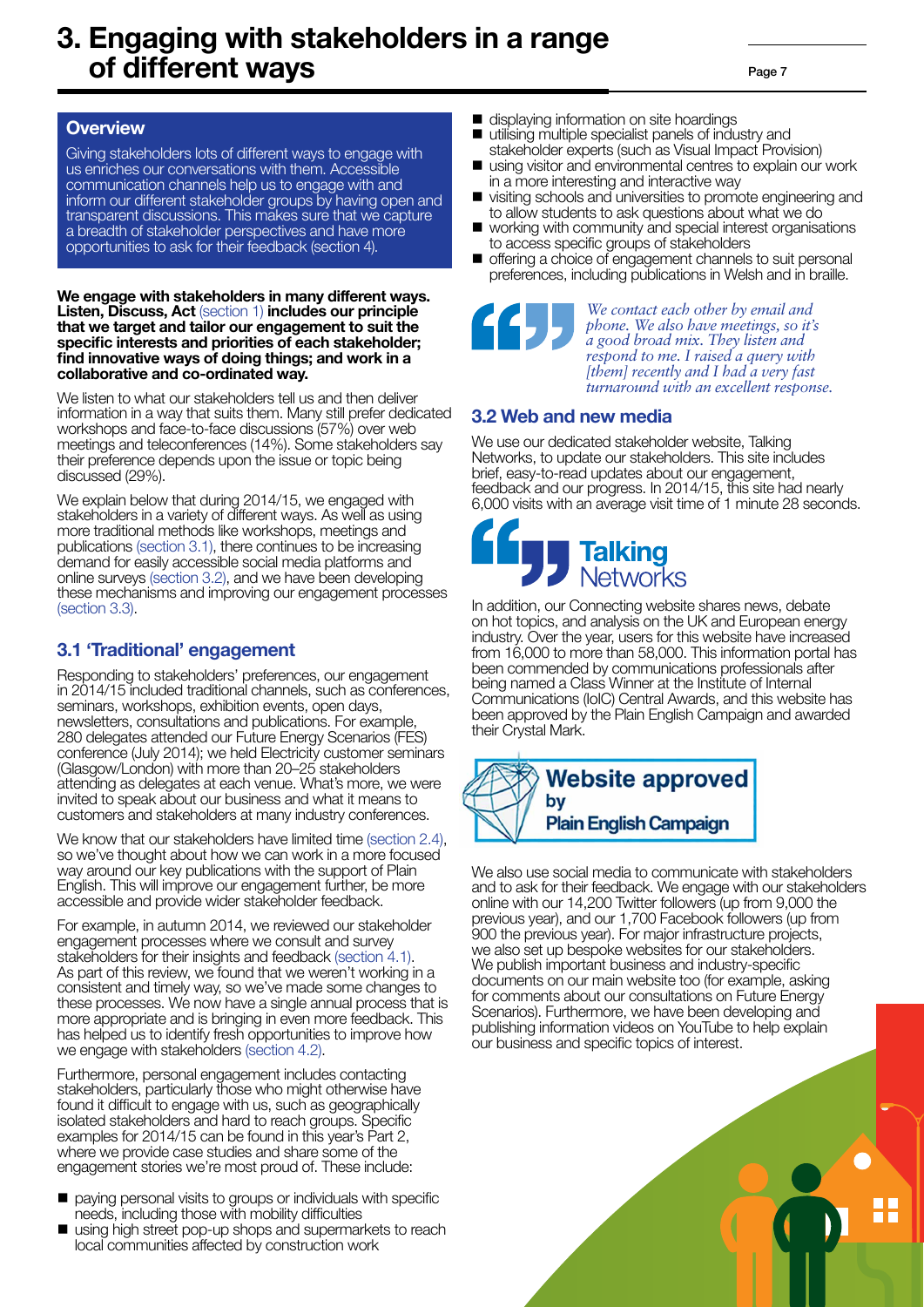# 3. Engaging with stakeholders in a range of different ways

## Overview

Giving stakeholders lots of different ways to engage with us enriches our conversations with them. Accessible communication channels help us to engage with and inform our different stakeholder groups by having open and transparent discussions. This makes sure that we capture a breadth of stakeholder perspectives and have more opportunities to ask for their feedback (section 4).

**We engage with stakeholders in many different ways. Listen, Discuss, Act** (section 1) **includes our principle that we target and tailor our engagement to suit the specific interests and priorities of each stakeholder; find innovative ways of doing things; and work in a collaborative and co-ordinated way.**

We listen to what our stakeholders tell us and then deliver information in a way that suits them. Many still prefer dedicated workshops and face-to-face discussions (57%) over web meetings and teleconferences (14%). Some stakeholders say their preference depends upon the issue or topic being discussed (29%).

We explain below that during 2014/15, we engaged with stakeholders in a variety of different ways. As well as using more traditional methods like workshops, meetings and publications (section 3.1), there continues to be increasing demand for easily accessible social media platforms and online surveys (section 3.2), and we have been developing these mechanisms and improving our engagement processes (section 3.3).

## 3.1 'Traditional' engagement

Responding to stakeholders' preferences, our engagement in 2014/15 included traditional channels, such as conferences, seminars, workshops, exhibition events, open days, newsletters, consultations and publications. For example, 280 delegates attended our Future Energy Scenarios (FES) conference (July 2014); we held Electricity customer seminars (Glasgow/London) with more than 20–25 stakeholders attending as delegates at each venue. What's more, we were invited to speak about our business and what it means to customers and stakeholders at many industry conferences.

We know that our stakeholders have limited time (section 2.4), so we've thought about how we can work in a more focused way around our key publications with the support of Plain English. This will improve our engagement further, be more accessible and provide wider stakeholder feedback.

For example, in autumn 2014, we reviewed our stakeholder engagement processes where we consult and survey stakeholders for their insights and feedback (section 4.1). As part of this review, we found that we weren't working in a consistent and timely way, so we've made some changes to these processes. We now have a single annual process that is more appropriate and is bringing in even more feedback. This has helped us to identify fresh opportunities to improve how we engage with stakeholders (section 4.2).

Furthermore, personal engagement includes contacting stakeholders, particularly those who might otherwise have found it difficult to engage with us, such as geographically isolated stakeholders and hard to reach groups. Specific examples for 2014/15 can be found in this year's Part 2, where we provide case studies and share some of the engagement stories we're most proud of. These include:

- paying personal visits to groups or individuals with specific needs, including those with mobility difficulties
- using high street pop-up shops and supermarkets to reach local communities affected by construction work
- displaying information on site hoardings
- utilising multiple specialist panels of industry and stakeholder experts (such as Visual Impact Provision)
- using visitor and environmental centres to explain our work in a more interesting and interactive way
- visiting schools and universities to promote engineering and to allow students to ask questions about what we do
- working with community and special interest organisations to access specific groups of stakeholders
- offering a choice of engagement channels to suit personal preferences, including publications in Welsh and in braille.

> *We contact each other by email and phone. We also have meetings, so it's a good broad mix. They listen and respond to me. I raised a query with [them] recently and I had a very fast turnaround with an excellent response.*

## 3.2 Web and new media

We use our dedicated stakeholder website, Talking Networks, to update our stakeholders. This site includes brief, easy-to-read updates about our engagement, feedback and our progress. In 2014/15, this site had nearly 6,000 visits with an average visit time of 1 minute 28 seconds.

**Talking Networks**

In addition, our Connecting website shares news, debate on hot topics, and analysis on the UK and European energy industry. Over the year, users for this website have increased from 16,000 to more than 58,000. This information portal has been commended by communications professionals after being named a Class Winner at the Institute of Internal Communications (IoIC) Central Awards, and this website has been approved by the Plain English Campaign and awarded their Crystal Mark.

**Website approved by Plain English Campaign**

We also use social media to communicate with stakeholders and to ask for their feedback. We engage with our stakeholders online with our 14,200 Twitter followers (up from 9,000 the previous year), and our 1,700 Facebook followers (up from 900 the previous year). For major infrastructure projects, we also set up bespoke websites for our stakeholders. We publish important business and industry-specific documents on our main website too (for example, asking for comments about our consultations on Future Energy Scenarios). Furthermore, we have been developing and publishing information videos on YouTube to help explain our business and specific topics of interest.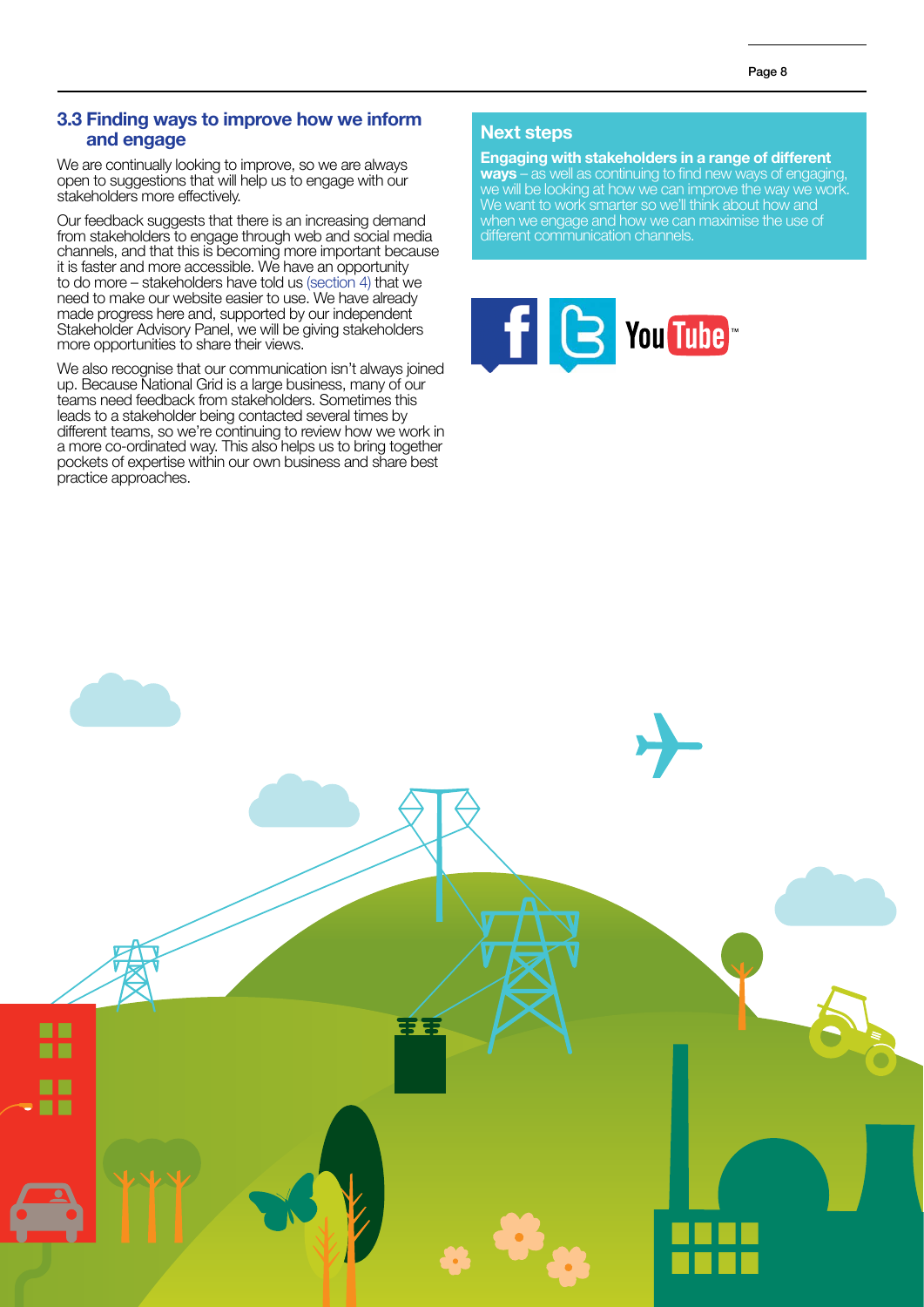## 3.3 Finding ways to improve how we inform and engage

We are continually looking to improve, so we are always open to suggestions that will help us to engage with our stakeholders more effectively.

Our feedback suggests that there is an increasing demand from stakeholders to engage through web and social media channels, and that this is becoming more important because it is faster and more accessible. We have an opportunity to do more – stakeholders have told us (section 4) that we need to make our website easier to use. We have already made progress here and, supported by our independent Stakeholder Advisory Panel, we will be giving stakeholders more opportunities to share their views.

We also recognise that our communication isn't always joined up. Because National Grid is a large business, many of our teams need feedback from stakeholders. Sometimes this leads to a stakeholder being contacted several times by different teams, so we're continuing to review how we work in a more co-ordinated way. This also helps us to bring together pockets of expertise within our own business and share best practice approaches.

### Next steps

**Engaging with stakeholders in a range of different ways** – as well as continuing to find new ways of engaging, we will be looking at how we can improve the way we work. We want to work smarter so we'll think about how and when we engage and how we can maximise the use of different communication channels.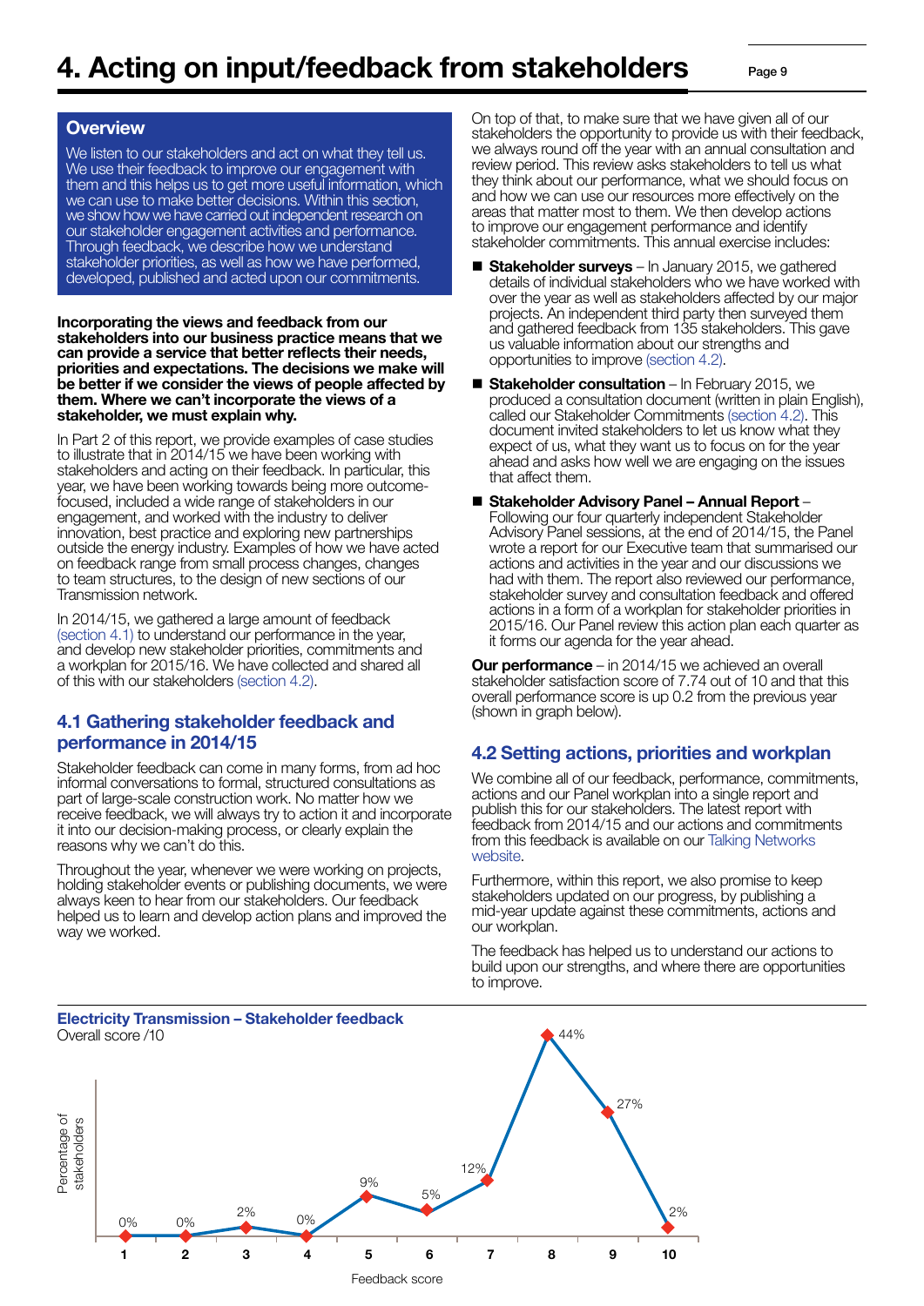# 4. Acting on input/feedback from stakeholders

## Overview

We listen to our stakeholders and act on what they tell us. We use their feedback to improve our engagement with them and this helps us to get more useful information, which we can use to make better decisions. Within this section, we show how we have carried out independent research on our stakeholder engagement activities and performance. Through feedback, we describe how we understand stakeholder priorities, as well as how we have performed, developed, published and acted upon our commitments.

**Incorporating the views and feedback from our stakeholders into our business practice means that we can provide a service that better reflects their needs, priorities and expectations. The decisions we make will be better if we consider the views of people affected by them. Where we can't incorporate the views of a stakeholder, we must explain why.**

In Part 2 of this report, we provide examples of case studies to illustrate that in 2014/15 we have been working with stakeholders and acting on their feedback. In particular, this year, we have been working towards being more outcome-focused, included a wide range of stakeholders in our engagement, and worked with the industry to deliver innovation, best practice and exploring new partnerships outside the energy industry. Examples of how we have acted on feedback range from small process changes, changes to team structures, to the design of new sections of our Transmission network.

In 2014/15, we gathered a large amount of feedback (section 4.1) to understand our performance in the year, and develop new stakeholder priorities, commitments and a workplan for 2015/16. We have collected and shared all of this with our stakeholders (section 4.2).

## 4.1 Gathering stakeholder feedback and performance in 2014/15

Stakeholder feedback can come in many forms, from ad hoc informal conversations to formal, structured consultations as part of large-scale construction work. No matter how we receive feedback, we will always try to action it and incorporate it into our decision-making process, or clearly explain the reasons why we can't do this.

Throughout the year, whenever we were working on projects, holding stakeholder events or publishing documents, we were always keen to hear from our stakeholders. Our feedback helped us to learn and develop action plans and improved the way we worked.

On top of that, to make sure that we have given all of our stakeholders the opportunity to provide us with their feedback, we always round off the year with an annual consultation and review period. This review asks stakeholders to tell us what they think about our performance, what we should focus on and how we can use our resources more effectively on the areas that matter most to them. We then develop actions to improve our engagement performance and identify stakeholder commitments. This annual exercise includes:

- **Stakeholder surveys** – In January 2015, we gathered details of individual stakeholders who we have worked with over the year as well as stakeholders affected by our major projects. An independent third party then surveyed them and gathered feedback from 135 stakeholders. This gave us valuable information about our strengths and opportunities to improve (section 4.2).
- **Stakeholder consultation** – In February 2015, we produced a consultation document (written in plain English), called our Stakeholder Commitments (section 4.2). This document invited stakeholders to let us know what they expect of us, what they want us to focus on for the year ahead and asks how well we are engaging on the issues that affect them.
- **Stakeholder Advisory Panel – Annual Report** – Following our four quarterly independent Stakeholder Advisory Panel sessions, at the end of 2014/15, the Panel wrote a report for our Executive team that summarised our actions and activities in the year and our discussions we had with them. The report also reviewed our performance, stakeholder survey and consultation feedback and offered actions in a form of a workplan for stakeholder priorities in 2015/16. Our Panel review this action plan each quarter as it forms our agenda for the year ahead.

**Our performance** – in 2014/15 we achieved an overall stakeholder satisfaction score of 7.74 out of 10 and that this overall performance score is up 0.2 from the previous year (shown in graph below).

## 4.2 Setting actions, priorities and workplan

We combine all of our feedback, performance, commitments, actions and our Panel workplan into a single report and publish this for our stakeholders. The latest report with feedback from 2014/15 and our actions and commitments from this feedback is available on our Talking Networks website.

Furthermore, within this report, we also promise to keep stakeholders updated on our progress, by publishing a mid-year update against these commitments, actions and our workplan.

The feedback has helped us to understand our actions to build upon our strengths, and where there are opportunities to improve.

**Electricity Transmission – Stakeholder feedback**

Overall score /10

| Feedback score | 1 | 2 | 3 | 4 | 5 | 6 | 7 | 8 | 9 | 10 |
|---|---|---|---|---|---|---|---|---|---|---|
| Percentage of stakeholders | 0% | 0% | 2% | 0% | 9% | 5% | 12% | 44% | 27% | 2% |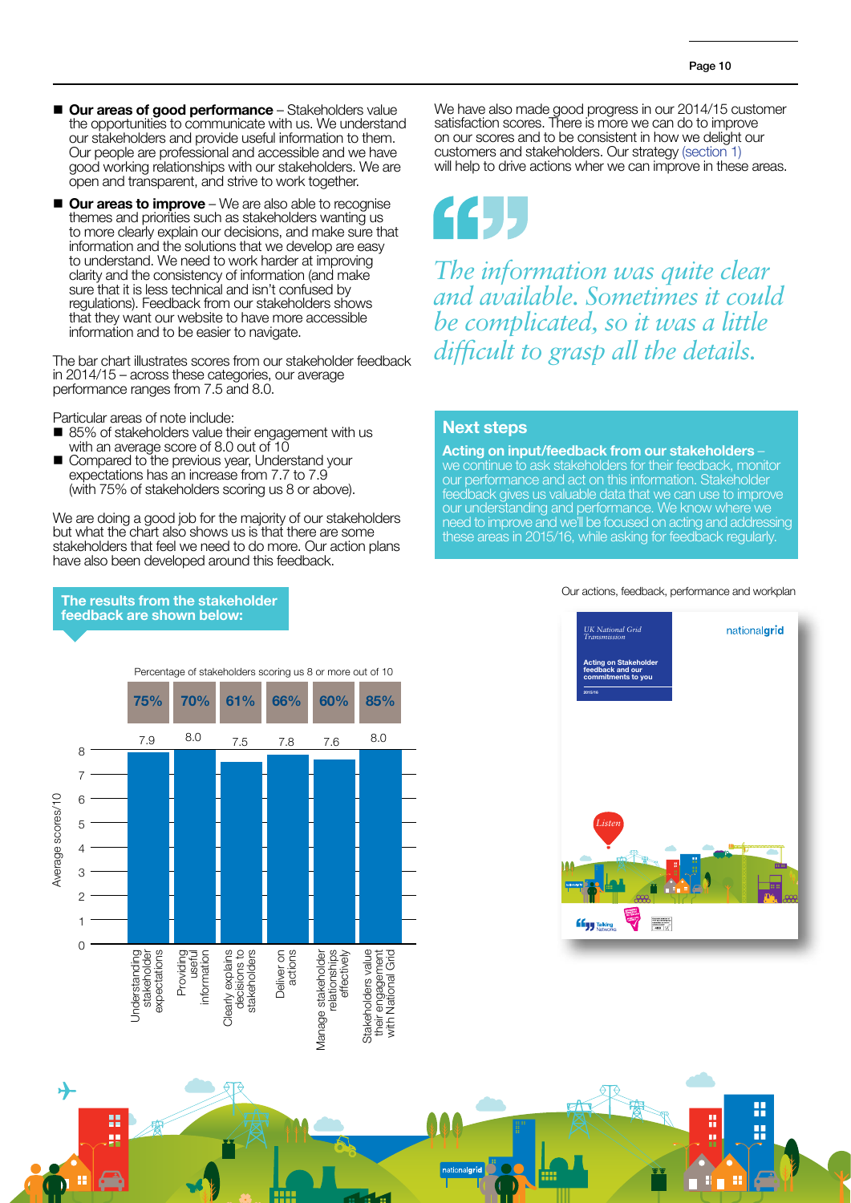- **Our areas of good performance** – Stakeholders value the opportunities to communicate with us. We understand our stakeholders and provide useful information to them. Our people are professional and accessible and we have good working relationships with our stakeholders. We are open and transparent, and strive to work together.
- **Our areas to improve** – We are also able to recognise themes and priorities such as stakeholders wanting us to more clearly explain our decisions, and make sure that information and the solutions that we develop are easy to understand. We need to work harder at improving clarity and the consistency of information (and make sure that it is less technical and isn't confused by regulations). Feedback from our stakeholders shows that they want our website to have more accessible information and to be easier to navigate.

The bar chart illustrates scores from our stakeholder feedback in 2014/15 – across these categories, our average performance ranges from 7.5 and 8.0.

Particular areas of note include:

- 85% of stakeholders value their engagement with us with an average score of 8.0 out of 10
- Compared to the previous year, Understand your expectations has an increase from 7.7 to 7.9 (with 75% of stakeholders scoring us 8 or above).

We are doing a good job for the majority of our stakeholders but what the chart also shows us is that there are some stakeholders that feel we need to do more. Our action plans have also been developed around this feedback.

**The results from the stakeholder feedback are shown below:**

| Category | Average score/10 | Percentage of stakeholders scoring us 8 or more out of 10 |
|---|---|---|
| Understanding stakeholder expectations | 7.9 | 75% |
| Providing useful information | 8.0 | 70% |
| Clearly explains decisions to stakeholders | 7.5 | 61% |
| Deliver on actions | 7.8 | 66% |
| Manage stakeholder relationships effectively | 7.6 | 60% |
| Stakeholders value their engagement with National Grid | 8.0 | 85% |

We have also made good progress in our 2014/15 customer satisfaction scores. There is more we can do to improve on our scores and to be consistent in how we delight our customers and stakeholders. Our strategy (section 1) will help to drive actions wher we can improve in these areas.

> *The information was quite clear and available. Sometimes it could be complicated, so it was a little difficult to grasp all the details.*

## Next steps

**Acting on input/feedback from our stakeholders** – we continue to ask stakeholders for their feedback, monitor our performance and act on this information. Stakeholder feedback gives us valuable data that we can use to improve our understanding and performance. We know where we need to improve and we'll be focused on acting and addressing these areas in 2015/16, while asking for feedback regularly.

Our actions, feedback, performance and workplan

UK National Grid Transmission

nationalgrid

Acting on Stakeholder feedback and our commitments to you

2015/16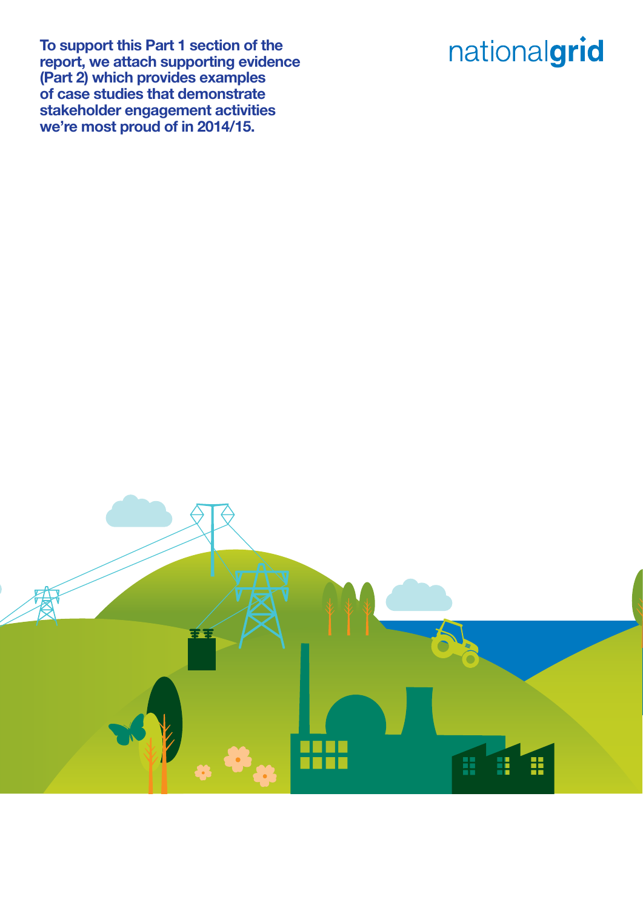**To support this Part 1 section of the report, we attach supporting evidence (Part 2) which provides examples of case studies that demonstrate stakeholder engagement activities we're most proud of in 2014/15.**

nationalgrid